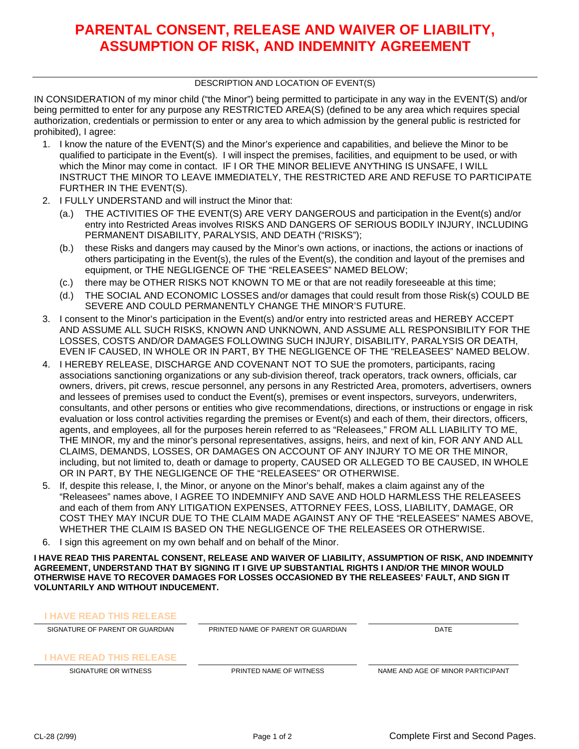# PARENTAL CONSENT, RELEASE AND WAIVER OF LIABILITY, ASSUMPTION OF RISK, AND INDEMNITY AGREEMENT

DESCRIPTION AND LOCATION OF EVENT(S)

IN CONSIDERATION of my minor child ("the Minor") being permitted to participate in any way in the EVENT(S) and/or being permitted to enter for any purpose any RESTRICTED AREA(S) (defined to be any area which requires special authorization, credentials or permission to enter or any area to which admission by the general public is restricted for prohibited), I agree:

1. I know the nature of the EVENT(S) and the Minor's experience and capabilities, and believe the Minor to be qualified to participate in the Event(s). I will inspect the premises, facilities, and equipment to be used, or with which the Minor may come in contact. IF I OR THE MINOR BELIEVE ANYTHING IS UNSAFE, I WILL INSTRUCT THE MINOR TO LEAVE IMMEDIATELY, THE RESTRICTED ARE AND REFUSE TO PARTICIPATE FURTHER IN THE EVENT(S).
2. I FULLY UNDERSTAND and will instruct the Minor that:
   (a.) THE ACTIVITIES OF THE EVENT(S) ARE VERY DANGEROUS and participation in the Event(s) and/or entry into Restricted Areas involves RISKS AND DANGERS OF SERIOUS BODILY INJURY, INCLUDING PERMANENT DISABILITY, PARALYSIS, AND DEATH ("RISKS");
   (b.) these Risks and dangers may caused by the Minor's own actions, or inactions, the actions or inactions of others participating in the Event(s), the rules of the Event(s), the condition and layout of the premises and equipment, or THE NEGLIGENCE OF THE "RELEASEES" NAMED BELOW;
   (c.) there may be OTHER RISKS NOT KNOWN TO ME or that are not readily foreseeable at this time;
   (d.) THE SOCIAL AND ECONOMIC LOSSES and/or damages that could result from those Risk(s) COULD BE SEVERE AND COULD PERMANENTLY CHANGE THE MINOR'S FUTURE.
3. I consent to the Minor's participation in the Event(s) and/or entry into restricted areas and HEREBY ACCEPT AND ASSUME ALL SUCH RISKS, KNOWN AND UNKNOWN, AND ASSUME ALL RESPONSIBILITY FOR THE LOSSES, COSTS AND/OR DAMAGES FOLLOWING SUCH INJURY, DISABILITY, PARALYSIS OR DEATH, EVEN IF CAUSED, IN WHOLE OR IN PART, BY THE NEGLIGENCE OF THE "RELEASEES" NAMED BELOW.
4. I HEREBY RELEASE, DISCHARGE AND COVENANT NOT TO SUE the promoters, participants, racing associations sanctioning organizations or any sub-division thereof, track operators, track owners, officials, car owners, drivers, pit crews, rescue personnel, any persons in any Restricted Area, promoters, advertisers, owners and lessees of premises used to conduct the Event(s), premises or event inspectors, surveyors, underwriters, consultants, and other persons or entities who give recommendations, directions, or instructions or engage in risk evaluation or loss control activities regarding the premises or Event(s) and each of them, their directors, officers, agents, and employees, all for the purposes herein referred to as "Releasees," FROM ALL LIABILITY TO ME, THE MINOR, my and the minor's personal representatives, assigns, heirs, and next of kin, FOR ANY AND ALL CLAIMS, DEMANDS, LOSSES, OR DAMAGES ON ACCOUNT OF ANY INJURY TO ME OR THE MINOR, including, but not limited to, death or damage to property, CAUSED OR ALLEGED TO BE CAUSED, IN WHOLE OR IN PART, BY THE NEGLIGENCE OF THE "RELEASEES" OR OTHERWISE.
5. If, despite this release, I, the Minor, or anyone on the Minor's behalf, makes a claim against any of the "Releasees" names above, I AGREE TO INDEMNIFY AND SAVE AND HOLD HARMLESS THE RELEASEES and each of them from ANY LITIGATION EXPENSES, ATTORNEY FEES, LOSS, LIABILITY, DAMAGE, OR COST THEY MAY INCUR DUE TO THE CLAIM MADE AGAINST ANY OF THE "RELEASEES" NAMES ABOVE, WHETHER THE CLAIM IS BASED ON THE NEGLIGENCE OF THE RELEASEES OR OTHERWISE.
6. I sign this agreement on my own behalf and on behalf of the Minor.

**I HAVE READ THIS PARENTAL CONSENT, RELEASE AND WAIVER OF LIABILITY, ASSUMPTION OF RISK, AND INDEMNITY AGREEMENT, UNDERSTAND THAT BY SIGNING IT I GIVE UP SUBSTANTIAL RIGHTS I AND/OR THE MINOR WOULD OTHERWISE HAVE TO RECOVER DAMAGES FOR LOSSES OCCASIONED BY THE RELEASEES' FAULT, AND SIGN IT VOLUNTARILY AND WITHOUT INDUCEMENT.**

| I HAVE READ THIS RELEASE | | |
|---|---|---|
| SIGNATURE OF PARENT OR GUARDIAN | PRINTED NAME OF PARENT OR GUARDIAN | DATE |

| I HAVE READ THIS RELEASE | | |
|---|---|---|
| SIGNATURE OR WITNESS | PRINTED NAME OF WITNESS | NAME AND AGE OF MINOR PARTICIPANT |

CL-28 (2/99)

Complete First and Second Pages.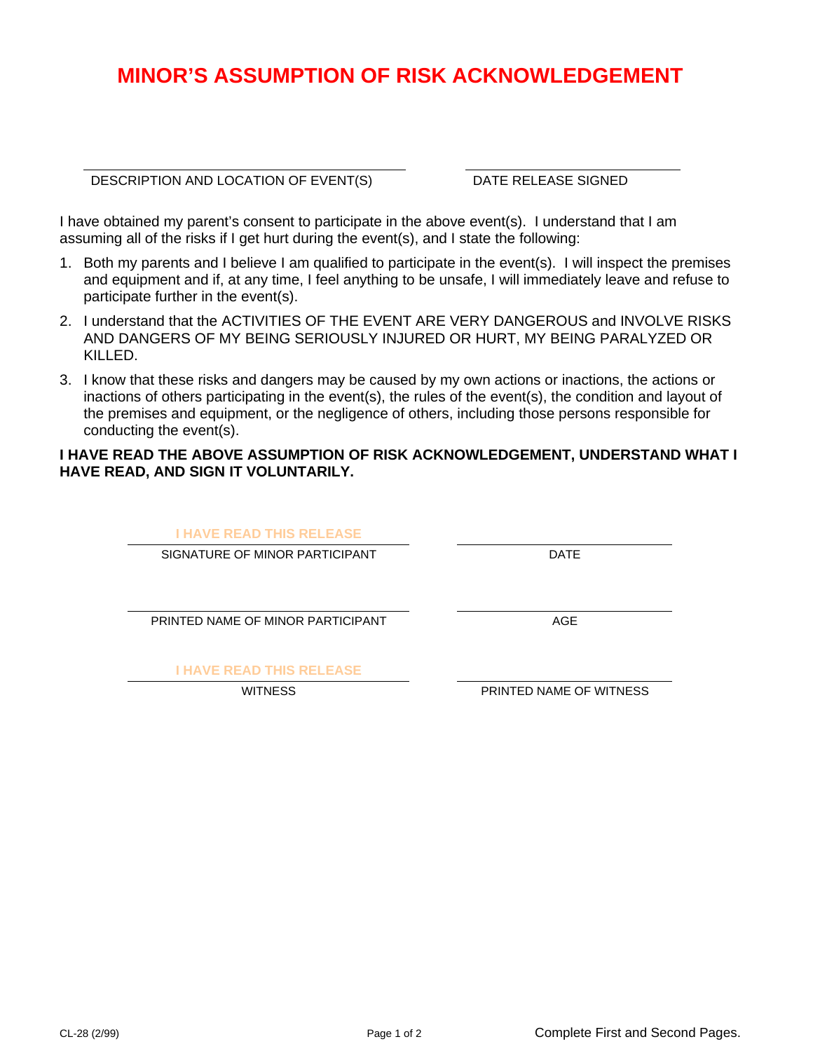# MINOR'S ASSUMPTION OF RISK ACKNOWLEDGEMENT

DESCRIPTION AND LOCATION OF EVENT(S)

DATE RELEASE SIGNED

I have obtained my parent's consent to participate in the above event(s). I understand that I am assuming all of the risks if I get hurt during the event(s), and I state the following:

1. Both my parents and I believe I am qualified to participate in the event(s). I will inspect the premises and equipment and if, at any time, I feel anything to be unsafe, I will immediately leave and refuse to participate further in the event(s).
2. I understand that the ACTIVITIES OF THE EVENT ARE VERY DANGEROUS and INVOLVE RISKS AND DANGERS OF MY BEING SERIOUSLY INJURED OR HURT, MY BEING PARALYZED OR KILLED.
3. I know that these risks and dangers may be caused by my own actions or inactions, the actions or inactions of others participating in the event(s), the rules of the event(s), the condition and layout of the premises and equipment, or the negligence of others, including those persons responsible for conducting the event(s).

**I HAVE READ THE ABOVE ASSUMPTION OF RISK ACKNOWLEDGEMENT, UNDERSTAND WHAT I HAVE READ, AND SIGN IT VOLUNTARILY.**

I HAVE READ THIS RELEASE

SIGNATURE OF MINOR PARTICIPANT

DATE

PRINTED NAME OF MINOR PARTICIPANT

AGE

I HAVE READ THIS RELEASE

WITNESS

PRINTED NAME OF WITNESS

CL-28 (2/99)

Complete First and Second Pages.